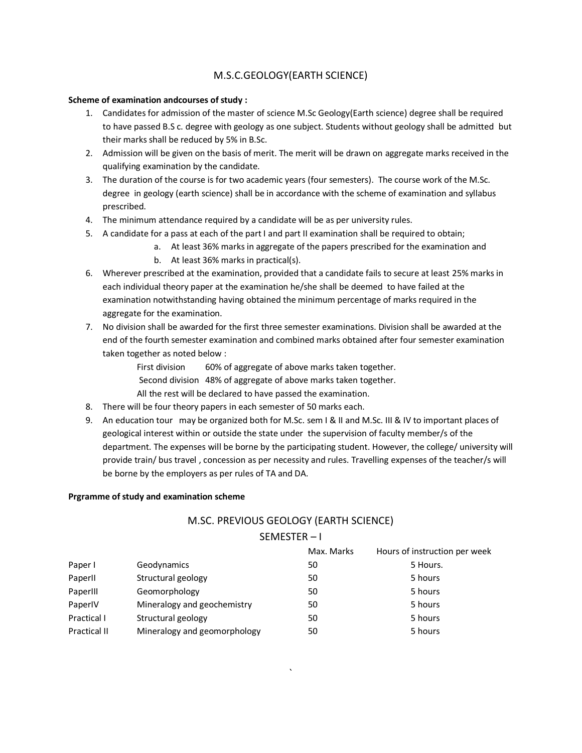# M.S.C.GEOLOGY(EARTH SCIENCE)

**Scheme of examination andcourses of study :**

1. Candidates for admission of the master of science M.Sc Geology(Earth science) degree shall be required to have passed B.S c. degree with geology as one subject. Students without geology shall be admitted but their marks shall be reduced by 5% in B.Sc.
2. Admission will be given on the basis of merit. The merit will be drawn on aggregate marks received in the qualifying examination by the candidate.
3. The duration of the course is for two academic years (four semesters). The course work of the M.Sc. degree in geology (earth science) shall be in accordance with the scheme of examination and syllabus prescribed.
4. The minimum attendance required by a candidate will be as per university rules.
5. A candidate for a pass at each of the part I and part II examination shall be required to obtain;
   a. At least 36% marks in aggregate of the papers prescribed for the examination and
   b. At least 36% marks in practical(s).
6. Wherever prescribed at the examination, provided that a candidate fails to secure at least 25% marks in each individual theory paper at the examination he/she shall be deemed to have failed at the examination notwithstanding having obtained the minimum percentage of marks required in the aggregate for the examination.
7. No division shall be awarded for the first three semester examinations. Division shall be awarded at the end of the fourth semester examination and combined marks obtained after four semester examination taken together as noted below :
   First division 60% of aggregate of above marks taken together.
   Second division 48% of aggregate of above marks taken together.
   All the rest will be declared to have passed the examination.
8. There will be four theory papers in each semester of 50 marks each.
9. An education tour may be organized both for M.Sc. sem I & II and M.Sc. III & IV to important places of geological interest within or outside the state under the supervision of faculty member/s of the department. The expenses will be borne by the participating student. However, the college/ university will provide train/ bus travel , concession as per necessity and rules. Travelling expenses of the teacher/s will be borne by the employers as per rules of TA and DA.

**Prgramme of study and examination scheme**

## M.SC. PREVIOUS GEOLOGY (EARTH SCIENCE)

### SEMESTER – I

| | | Max. Marks | Hours of instruction per week |
|---|---|---|---|
| Paper I | Geodynamics | 50 | 5 Hours. |
| PaperII | Structural geology | 50 | 5 hours |
| PaperIII | Geomorphology | 50 | 5 hours |
| PaperIV | Mineralogy and geochemistry | 50 | 5 hours |
| Practical I | Structural geology | 50 | 5 hours |
| Practical II | Mineralogy and geomorphology | 50 | 5 hours |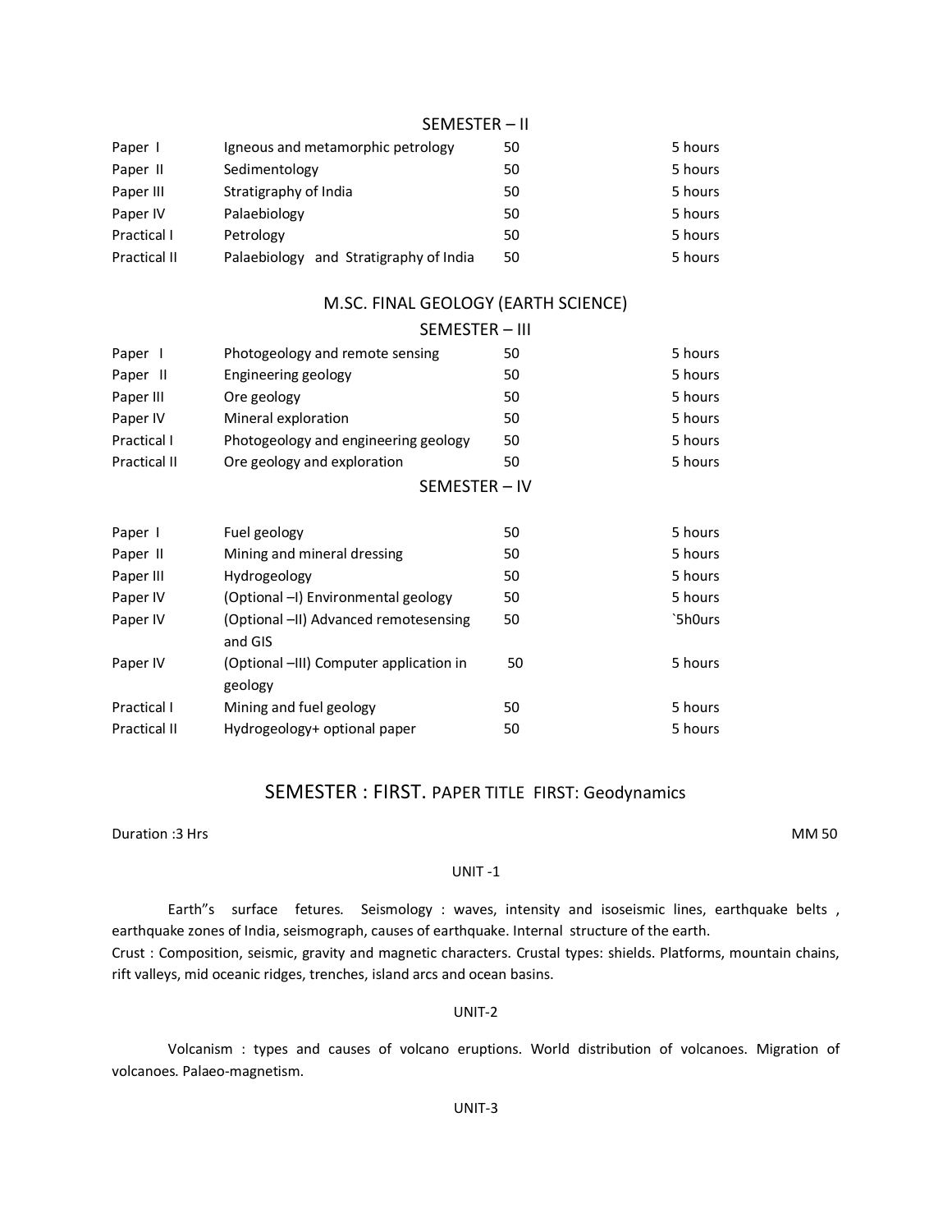## SEMESTER – II

| | | | |
|---|---|---|---|
| Paper I | Igneous and metamorphic petrology | 50 | 5 hours |
| Paper II | Sedimentology | 50 | 5 hours |
| Paper III | Stratigraphy of India | 50 | 5 hours |
| Paper IV | Palaebiology | 50 | 5 hours |
| Practical I | Petrology | 50 | 5 hours |
| Practical II | Palaebiology and Stratigraphy of India | 50 | 5 hours |

## M.SC. FINAL GEOLOGY (EARTH SCIENCE)

### SEMESTER – III

| | | | |
|---|---|---|---|
| Paper I | Photogeology and remote sensing | 50 | 5 hours |
| Paper II | Engineering geology | 50 | 5 hours |
| Paper III | Ore geology | 50 | 5 hours |
| Paper IV | Mineral exploration | 50 | 5 hours |
| Practical I | Photogeology and engineering geology | 50 | 5 hours |
| Practical II | Ore geology and exploration | 50 | 5 hours |

### SEMESTER – IV

| | | | |
|---|---|---|---|
| Paper I | Fuel geology | 50 | 5 hours |
| Paper II | Mining and mineral dressing | 50 | 5 hours |
| Paper III | Hydrogeology | 50 | 5 hours |
| Paper IV | (Optional –I) Environmental geology | 50 | 5 hours |
| Paper IV | (Optional –II) Advanced remotesensing and GIS | 50 | `5h0urs |
| Paper IV | (Optional –III) Computer application in geology | 50 | 5 hours |
| Practical I | Mining and fuel geology | 50 | 5 hours |
| Practical II | Hydrogeology+ optional paper | 50 | 5 hours |

## SEMESTER : FIRST. PAPER TITLE FIRST: Geodynamics

Duration :3 Hrs MM 50

UNIT -1

Earth"s surface fetures. Seismology : waves, intensity and isoseismic lines, earthquake belts , earthquake zones of India, seismograph, causes of earthquake. Internal structure of the earth.
Crust : Composition, seismic, gravity and magnetic characters. Crustal types: shields. Platforms, mountain chains, rift valleys, mid oceanic ridges, trenches, island arcs and ocean basins.

UNIT-2

Volcanism : types and causes of volcano eruptions. World distribution of volcanoes. Migration of volcanoes. Palaeo-magnetism.

UNIT-3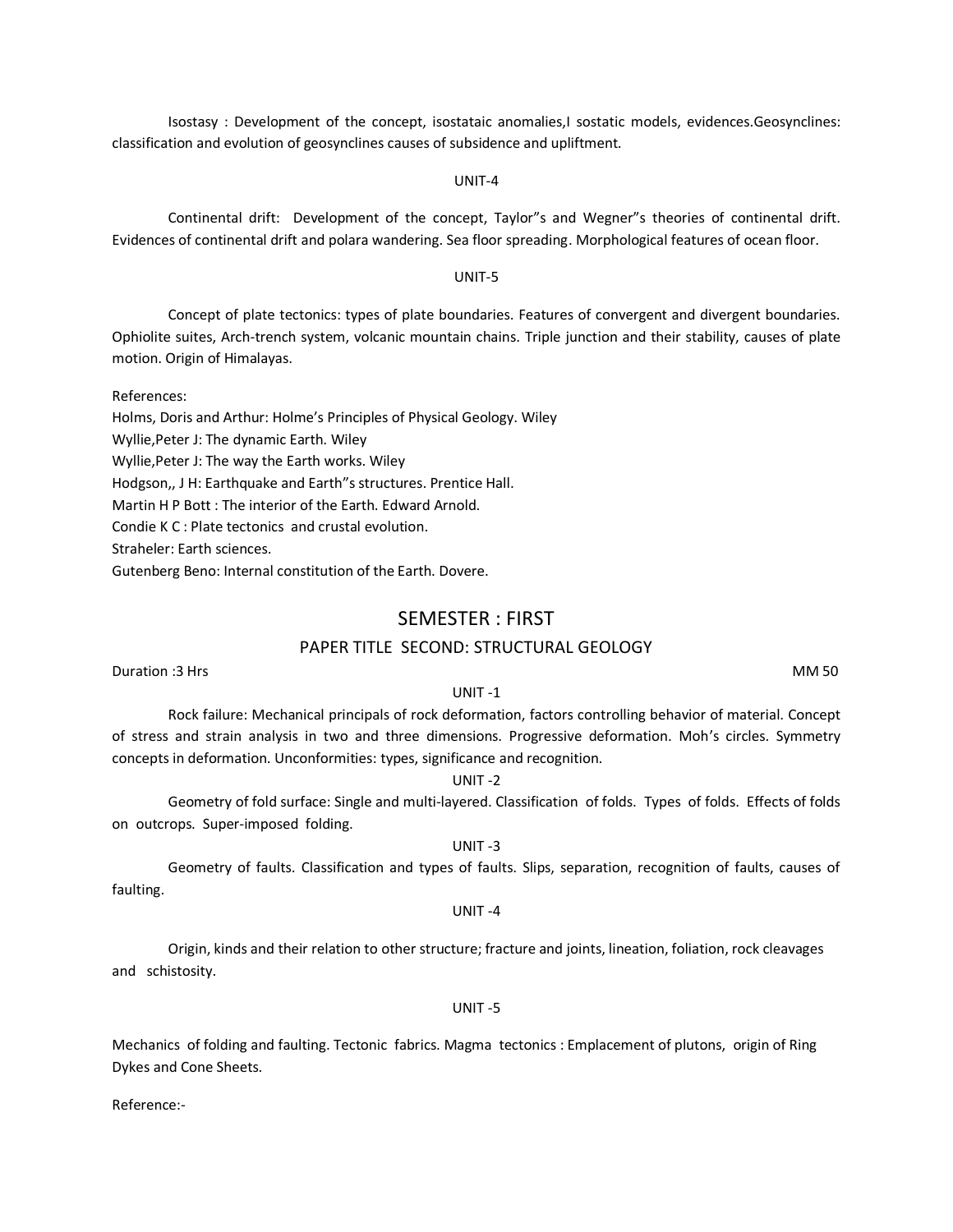Isostasy : Development of the concept, isostataic anomalies,I sostatic models, evidences.Geosynclines: classification and evolution of geosynclines causes of subsidence and upliftment.

UNIT-4

Continental drift: Development of the concept, Taylor"s and Wegner"s theories of continental drift. Evidences of continental drift and polara wandering. Sea floor spreading. Morphological features of ocean floor.

UNIT-5

Concept of plate tectonics: types of plate boundaries. Features of convergent and divergent boundaries. Ophiolite suites, Arch-trench system, volcanic mountain chains. Triple junction and their stability, causes of plate motion. Origin of Himalayas.

References:

Holms, Doris and Arthur: Holme's Principles of Physical Geology. Wiley
Wyllie,Peter J: The dynamic Earth. Wiley
Wyllie,Peter J: The way the Earth works. Wiley
Hodgson,, J H: Earthquake and Earth"s structures. Prentice Hall.
Martin H P Bott : The interior of the Earth. Edward Arnold.
Condie K C : Plate tectonics and crustal evolution.
Straheler: Earth sciences.
Gutenberg Beno: Internal constitution of the Earth. Dovere.

## SEMESTER : FIRST

### PAPER TITLE SECOND: STRUCTURAL GEOLOGY

Duration :3 Hrs MM 50

UNIT -1

Rock failure: Mechanical principals of rock deformation, factors controlling behavior of material. Concept of stress and strain analysis in two and three dimensions. Progressive deformation. Moh's circles. Symmetry concepts in deformation. Unconformities: types, significance and recognition.

UNIT -2

Geometry of fold surface: Single and multi-layered. Classification of folds. Types of folds. Effects of folds on outcrops. Super-imposed folding.

UNIT -3

Geometry of faults. Classification and types of faults. Slips, separation, recognition of faults, causes of faulting.

UNIT -4

Origin, kinds and their relation to other structure; fracture and joints, lineation, foliation, rock cleavages and schistosity.

UNIT -5

Mechanics of folding and faulting. Tectonic fabrics. Magma tectonics : Emplacement of plutons, origin of Ring Dykes and Cone Sheets.

Reference:-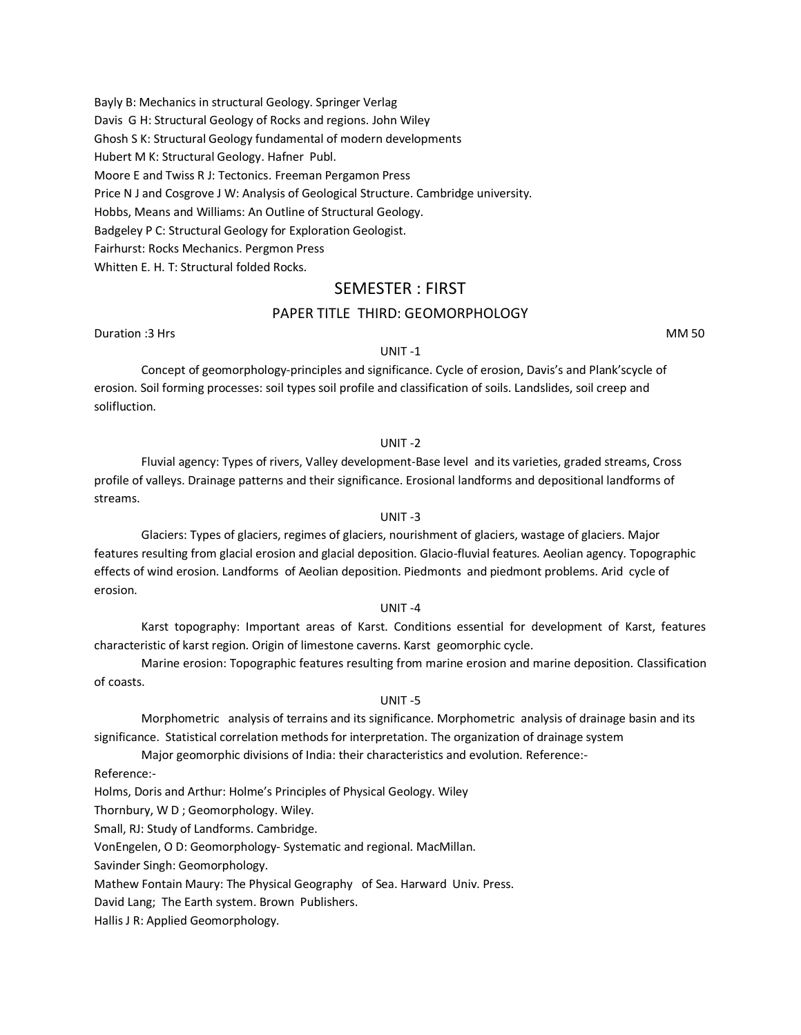Bayly B: Mechanics in structural Geology. Springer Verlag
Davis G H: Structural Geology of Rocks and regions. John Wiley
Ghosh S K: Structural Geology fundamental of modern developments
Hubert M K: Structural Geology. Hafner Publ.
Moore E and Twiss R J: Tectonics. Freeman Pergamon Press
Price N J and Cosgrove J W: Analysis of Geological Structure. Cambridge university.
Hobbs, Means and Williams: An Outline of Structural Geology.
Badgeley P C: Structural Geology for Exploration Geologist.
Fairhurst: Rocks Mechanics. Pergmon Press
Whitten E. H. T: Structural folded Rocks.

## SEMESTER : FIRST

### PAPER TITLE THIRD: GEOMORPHOLOGY

Duration :3 Hrs MM 50

UNIT -1

Concept of geomorphology-principles and significance. Cycle of erosion, Davis's and Plank'scycle of erosion. Soil forming processes: soil types soil profile and classification of soils. Landslides, soil creep and solifluction.

UNIT -2

Fluvial agency: Types of rivers, Valley development-Base level and its varieties, graded streams, Cross profile of valleys. Drainage patterns and their significance. Erosional landforms and depositional landforms of streams.

UNIT -3

Glaciers: Types of glaciers, regimes of glaciers, nourishment of glaciers, wastage of glaciers. Major features resulting from glacial erosion and glacial deposition. Glacio-fluvial features. Aeolian agency. Topographic effects of wind erosion. Landforms of Aeolian deposition. Piedmonts and piedmont problems. Arid cycle of erosion.

UNIT -4

Karst topography: Important areas of Karst. Conditions essential for development of Karst, features characteristic of karst region. Origin of limestone caverns. Karst geomorphic cycle.

Marine erosion: Topographic features resulting from marine erosion and marine deposition. Classification of coasts.

UNIT -5

Morphometric analysis of terrains and its significance. Morphometric analysis of drainage basin and its significance. Statistical correlation methods for interpretation. The organization of drainage system

Major geomorphic divisions of India: their characteristics and evolution. Reference:-

Reference:-

Holms, Doris and Arthur: Holme's Principles of Physical Geology. Wiley
Thornbury, W D ; Geomorphology. Wiley.
Small, RJ: Study of Landforms. Cambridge.
VonEngelen, O D: Geomorphology- Systematic and regional. MacMillan.
Savinder Singh: Geomorphology.
Mathew Fontain Maury: The Physical Geography of Sea. Harward Univ. Press.
David Lang; The Earth system. Brown Publishers.
Hallis J R: Applied Geomorphology.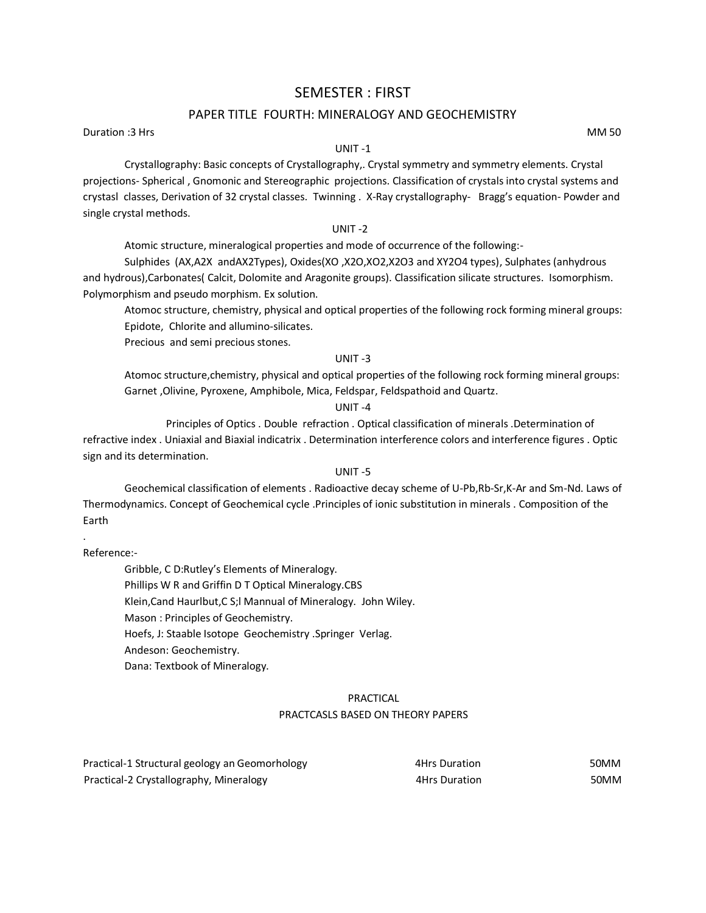# SEMESTER : FIRST

## PAPER TITLE FOURTH: MINERALOGY AND GEOCHEMISTRY

Duration :3 Hrs MM 50

### UNIT -1

Crystallography: Basic concepts of Crystallography,. Crystal symmetry and symmetry elements. Crystal projections- Spherical , Gnomonic and Stereographic projections. Classification of crystals into crystal systems and crystasl classes, Derivation of 32 crystal classes. Twinning . X-Ray crystallography- Bragg's equation- Powder and single crystal methods.

### UNIT -2

Atomic structure, mineralogical properties and mode of occurrence of the following:-

Sulphides (AX,A2X andAX2Types), Oxides(XO ,X2O,XO2,X2O3 and XY2O4 types), Sulphates (anhydrous and hydrous),Carbonates( Calcit, Dolomite and Aragonite groups). Classification silicate structures. Isomorphism. Polymorphism and pseudo morphism. Ex solution.

Atomoc structure, chemistry, physical and optical properties of the following rock forming mineral groups: Epidote, Chlorite and allumino-silicates.

Precious and semi precious stones.

### UNIT -3

Atomoc structure,chemistry, physical and optical properties of the following rock forming mineral groups: Garnet ,Olivine, Pyroxene, Amphibole, Mica, Feldspar, Feldspathoid and Quartz.

### UNIT -4

Principles of Optics . Double refraction . Optical classification of minerals .Determination of refractive index . Uniaxial and Biaxial indicatrix . Determination interference colors and interference figures . Optic sign and its determination.

### UNIT -5

Geochemical classification of elements . Radioactive decay scheme of U-Pb,Rb-Sr,K-Ar and Sm-Nd. Laws of Thermodynamics. Concept of Geochemical cycle .Principles of ionic substitution in minerals . Composition of the Earth

.

Reference:-

Gribble, C D:Rutley's Elements of Mineralogy.

Phillips W R and Griffin D T Optical Mineralogy.CBS

Klein,Cand Haurlbut,C S;l Mannual of Mineralogy. John Wiley.

Mason : Principles of Geochemistry.

Hoefs, J: Staable Isotope Geochemistry .Springer Verlag.

Andeson: Geochemistry.

Dana: Textbook of Mineralogy.

## PRACTICAL

### PRACTCASLS BASED ON THEORY PAPERS

| | | |
|---|---|---|
| Practical-1 Structural geology an Geomorhology | 4Hrs Duration | 50MM |
| Practical-2 Crystallography, Mineralogy | 4Hrs Duration | 50MM |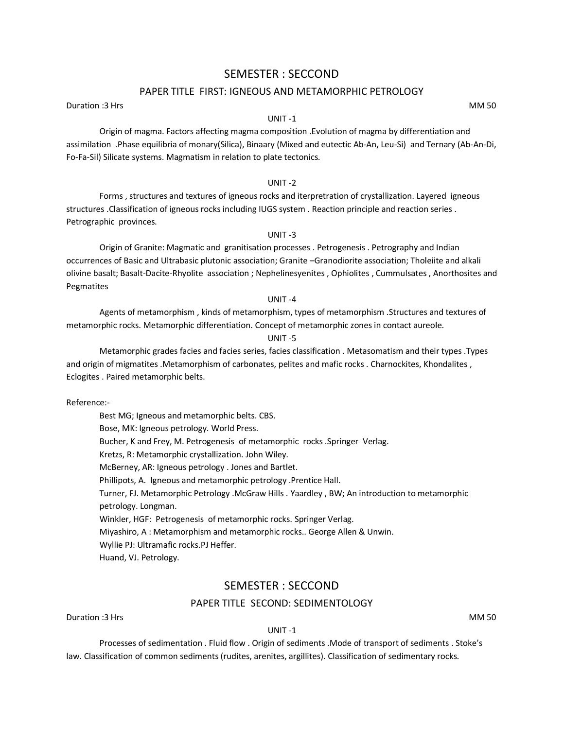## SEMESTER : SECCOND

### PAPER TITLE FIRST: IGNEOUS AND METAMORPHIC PETROLOGY

Duration :3 Hrs MM 50

#### UNIT -1

Origin of magma. Factors affecting magma composition .Evolution of magma by differentiation and assimilation .Phase equilibria of monary(Silica), Binaary (Mixed and eutectic Ab-An, Leu-Si) and Ternary (Ab-An-Di, Fo-Fa-Sil) Silicate systems. Magmatism in relation to plate tectonics.

#### UNIT -2

Forms , structures and textures of igneous rocks and iterpretration of crystallization. Layered igneous structures .Classification of igneous rocks including IUGS system . Reaction principle and reaction series . Petrographic provinces.

#### UNIT -3

Origin of Granite: Magmatic and granitisation processes . Petrogenesis . Petrography and Indian occurrences of Basic and Ultrabasic plutonic association; Granite –Granodiorite association; Tholeiite and alkali olivine basalt; Basalt-Dacite-Rhyolite association ; Nephelinesyenites , Ophiolites , Cummulsates , Anorthosites and Pegmatites

#### UNIT -4

Agents of metamorphism , kinds of metamorphism, types of metamorphism .Structures and textures of metamorphic rocks. Metamorphic differentiation. Concept of metamorphic zones in contact aureole.

#### UNIT -5

Metamorphic grades facies and facies series, facies classification . Metasomatism and their types .Types and origin of migmatites .Metamorphism of carbonates, pelites and mafic rocks . Charnockites, Khondalites , Eclogites . Paired metamorphic belts.

Reference:-

Best MG; Igneous and metamorphic belts. CBS.
Bose, MK: Igneous petrology. World Press.
Bucher, K and Frey, M. Petrogenesis of metamorphic rocks .Springer Verlag.
Kretzs, R: Metamorphic crystallization. John Wiley.
McBerney, AR: Igneous petrology . Jones and Bartlet.
Phillipots, A. Igneous and metamorphic petrology .Prentice Hall.
Turner, FJ. Metamorphic Petrology .McGraw Hills . Yaardley , BW; An introduction to metamorphic petrology. Longman.
Winkler, HGF: Petrogenesis of metamorphic rocks. Springer Verlag.
Miyashiro, A : Metamorphism and metamorphic rocks.. George Allen & Unwin.
Wyllie PJ: Ultramafic rocks.PJ Heffer.
Huand, VJ. Petrology.

## SEMESTER : SECCOND

### PAPER TITLE SECOND: SEDIMENTOLOGY

Duration :3 Hrs MM 50

#### UNIT -1

Processes of sedimentation . Fluid flow . Origin of sediments .Mode of transport of sediments . Stoke's law. Classification of common sediments (rudites, arenites, argillites). Classification of sedimentary rocks.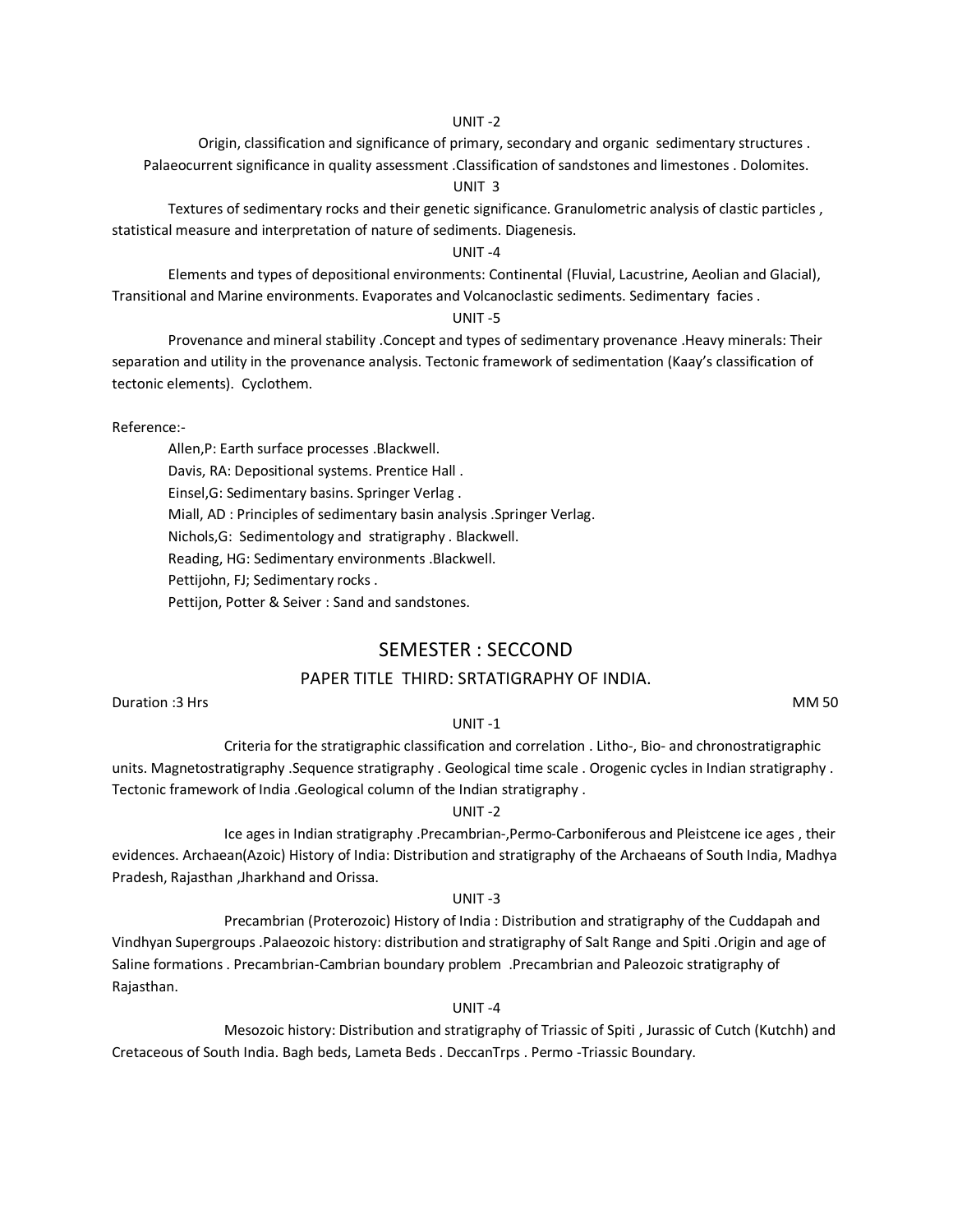UNIT -2

Origin, classification and significance of primary, secondary and organic sedimentary structures . Palaeocurrent significance in quality assessment .Classification of sandstones and limestones . Dolomites.

UNIT 3

Textures of sedimentary rocks and their genetic significance. Granulometric analysis of clastic particles , statistical measure and interpretation of nature of sediments. Diagenesis.

UNIT -4

Elements and types of depositional environments: Continental (Fluvial, Lacustrine, Aeolian and Glacial), Transitional and Marine environments. Evaporates and Volcanoclastic sediments. Sedimentary facies .

UNIT -5

Provenance and mineral stability .Concept and types of sedimentary provenance .Heavy minerals: Their separation and utility in the provenance analysis. Tectonic framework of sedimentation (Kaay's classification of tectonic elements). Cyclothem.

Reference:-

Allen,P: Earth surface processes .Blackwell.
Davis, RA: Depositional systems. Prentice Hall .
Einsel,G: Sedimentary basins. Springer Verlag .
Miall, AD : Principles of sedimentary basin analysis .Springer Verlag.
Nichols,G: Sedimentology and stratigraphy . Blackwell.
Reading, HG: Sedimentary environments .Blackwell.
Pettijohn, FJ; Sedimentary rocks .
Pettijon, Potter & Seiver : Sand and sandstones.

## SEMESTER : SECCOND

### PAPER TITLE THIRD: SRTATIGRAPHY OF INDIA.

Duration :3 Hrs MM 50

UNIT -1

Criteria for the stratigraphic classification and correlation . Litho-, Bio- and chronostratigraphic units. Magnetostratigraphy .Sequence stratigraphy . Geological time scale . Orogenic cycles in Indian stratigraphy . Tectonic framework of India .Geological column of the Indian stratigraphy .

UNIT -2

Ice ages in Indian stratigraphy .Precambrian-,Permo-Carboniferous and Pleistcene ice ages , their evidences. Archaean(Azoic) History of India: Distribution and stratigraphy of the Archaeans of South India, Madhya Pradesh, Rajasthan ,Jharkhand and Orissa.

UNIT -3

Precambrian (Proterozoic) History of India : Distribution and stratigraphy of the Cuddapah and Vindhyan Supergroups .Palaeozoic history: distribution and stratigraphy of Salt Range and Spiti .Origin and age of Saline formations . Precambrian-Cambrian boundary problem .Precambrian and Paleozoic stratigraphy of Rajasthan.

UNIT -4

Mesozoic history: Distribution and stratigraphy of Triassic of Spiti , Jurassic of Cutch (Kutchh) and Cretaceous of South India. Bagh beds, Lameta Beds . DeccanTrps . Permo -Triassic Boundary.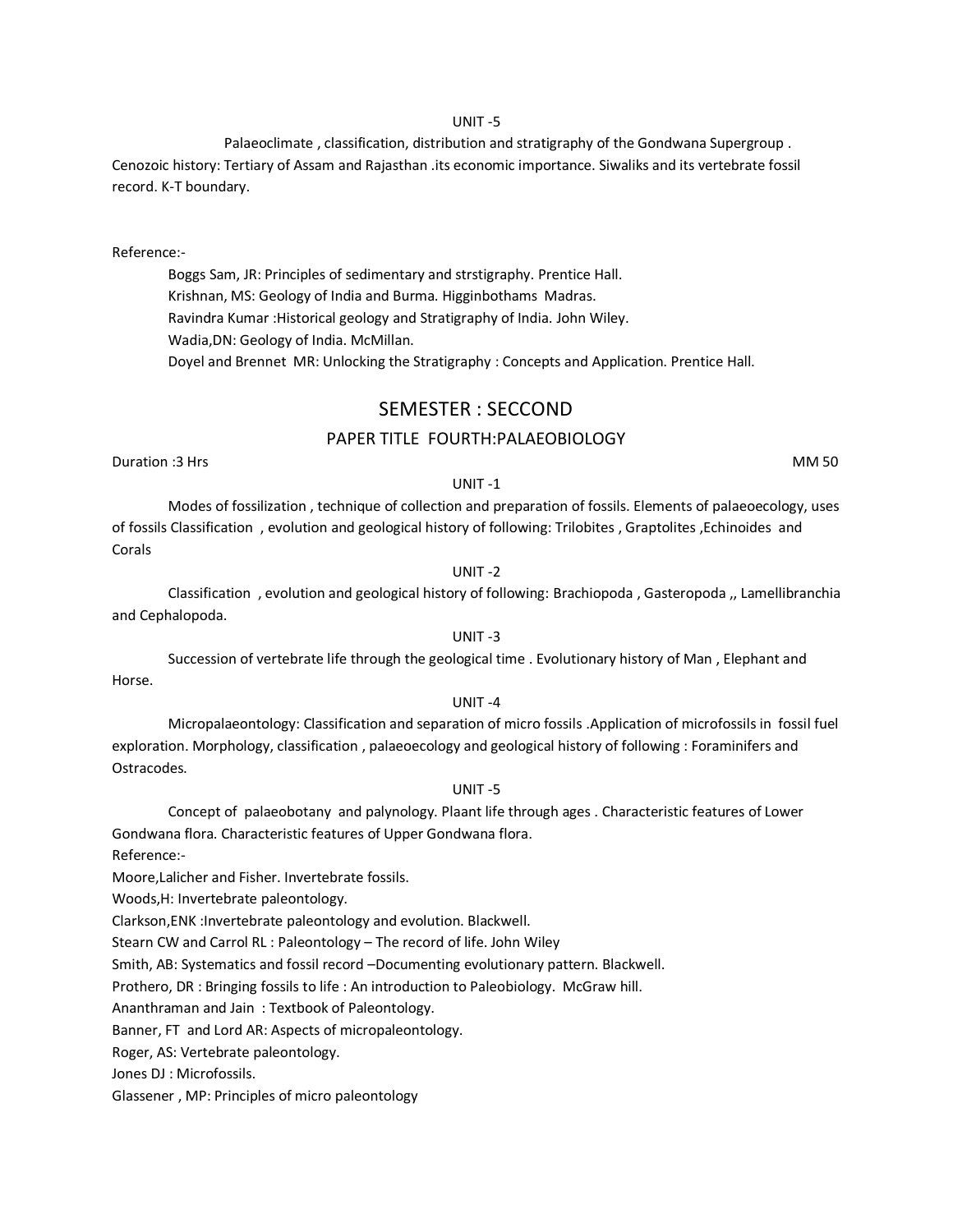UNIT -5

Palaeoclimate , classification, distribution and stratigraphy of the Gondwana Supergroup . Cenozoic history: Tertiary of Assam and Rajasthan .its economic importance. Siwaliks and its vertebrate fossil record. K-T boundary.

Reference:-

Boggs Sam, JR: Principles of sedimentary and strstigraphy. Prentice Hall.
Krishnan, MS: Geology of India and Burma. Higginbothams Madras.
Ravindra Kumar :Historical geology and Stratigraphy of India. John Wiley.
Wadia,DN: Geology of India. McMillan.
Doyel and Brennet MR: Unlocking the Stratigraphy : Concepts and Application. Prentice Hall.

## SEMESTER : SECCOND

### PAPER TITLE FOURTH:PALAEOBIOLOGY

Duration :3 Hrs MM 50

UNIT -1

Modes of fossilization , technique of collection and preparation of fossils. Elements of palaeoecology, uses of fossils Classification , evolution and geological history of following: Trilobites , Graptolites ,Echinoides and Corals

UNIT -2

Classification , evolution and geological history of following: Brachiopoda , Gasteropoda ,, Lamellibranchia and Cephalopoda.

UNIT -3

Succession of vertebrate life through the geological time . Evolutionary history of Man , Elephant and Horse.

UNIT -4

Micropalaeontology: Classification and separation of micro fossils .Application of microfossils in fossil fuel exploration. Morphology, classification , palaeoecology and geological history of following : Foraminifers and Ostracodes.

UNIT -5

Concept of palaeobotany and palynology. Plaant life through ages . Characteristic features of Lower Gondwana flora. Characteristic features of Upper Gondwana flora.

Reference:-

Moore,Lalicher and Fisher. Invertebrate fossils.
Woods,H: Invertebrate paleontology.
Clarkson,ENK :Invertebrate paleontology and evolution. Blackwell.
Stearn CW and Carrol RL : Paleontology – The record of life. John Wiley
Smith, AB: Systematics and fossil record –Documenting evolutionary pattern. Blackwell.
Prothero, DR : Bringing fossils to life : An introduction to Paleobiology. McGraw hill.
Ananthraman and Jain : Textbook of Paleontology.
Banner, FT and Lord AR: Aspects of micropaleontology.
Roger, AS: Vertebrate paleontology.
Jones DJ : Microfossils.
Glassener , MP: Principles of micro paleontology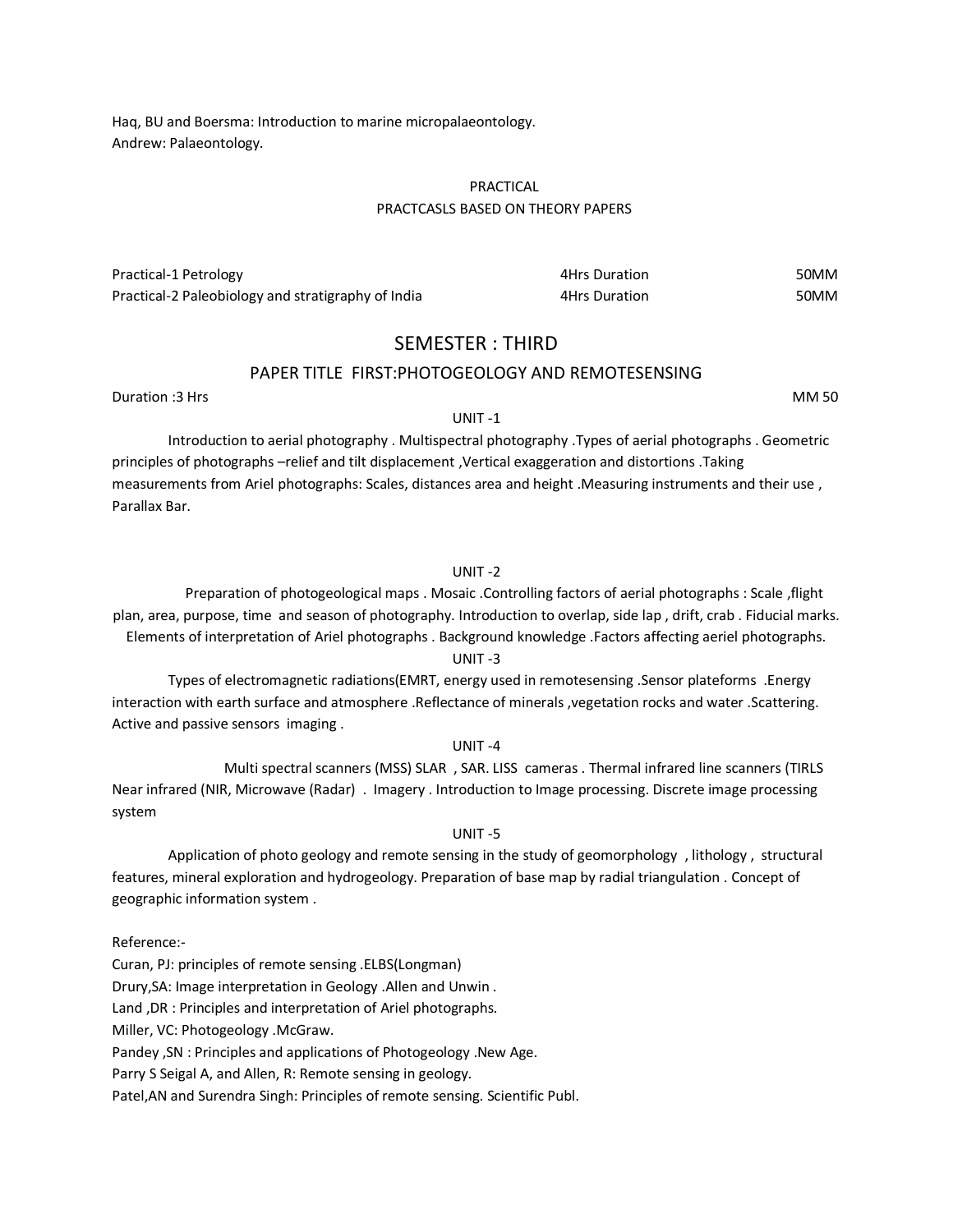Haq, BU and Boersma: Introduction to marine micropalaeontology.
Andrew: Palaeontology.

PRACTICAL

PRACTCASLS BASED ON THEORY PAPERS

| | | |
|---|---|---|
| Practical-1 Petrology | 4Hrs Duration | 50MM |
| Practical-2 Paleobiology and stratigraphy of India | 4Hrs Duration | 50MM |

## SEMESTER : THIRD

### PAPER TITLE FIRST:PHOTOGEOLOGY AND REMOTESENSING

Duration :3 Hrs MM 50

UNIT -1

Introduction to aerial photography . Multispectral photography .Types of aerial photographs . Geometric principles of photographs –relief and tilt displacement ,Vertical exaggeration and distortions .Taking measurements from Ariel photographs: Scales, distances area and height .Measuring instruments and their use , Parallax Bar.

UNIT -2

Preparation of photogeological maps . Mosaic .Controlling factors of aerial photographs : Scale ,flight plan, area, purpose, time and season of photography. Introduction to overlap, side lap , drift, crab . Fiducial marks. Elements of interpretation of Ariel photographs . Background knowledge .Factors affecting aeriel photographs.

UNIT -3

Types of electromagnetic radiations(EMRT, energy used in remotesensing .Sensor plateforms .Energy interaction with earth surface and atmosphere .Reflectance of minerals ,vegetation rocks and water .Scattering. Active and passive sensors imaging .

UNIT -4

Multi spectral scanners (MSS) SLAR , SAR. LISS cameras . Thermal infrared line scanners (TIRLS Near infrared (NIR, Microwave (Radar) . Imagery . Introduction to Image processing. Discrete image processing system

UNIT -5

Application of photo geology and remote sensing in the study of geomorphology , lithology , structural features, mineral exploration and hydrogeology. Preparation of base map by radial triangulation . Concept of geographic information system .

Reference:-

Curan, PJ: principles of remote sensing .ELBS(Longman)
Drury,SA: Image interpretation in Geology .Allen and Unwin .
Land ,DR : Principles and interpretation of Ariel photographs.
Miller, VC: Photogeology .McGraw.
Pandey ,SN : Principles and applications of Photogeology .New Age.
Parry S Seigal A, and Allen, R: Remote sensing in geology.
Patel,AN and Surendra Singh: Principles of remote sensing. Scientific Publ.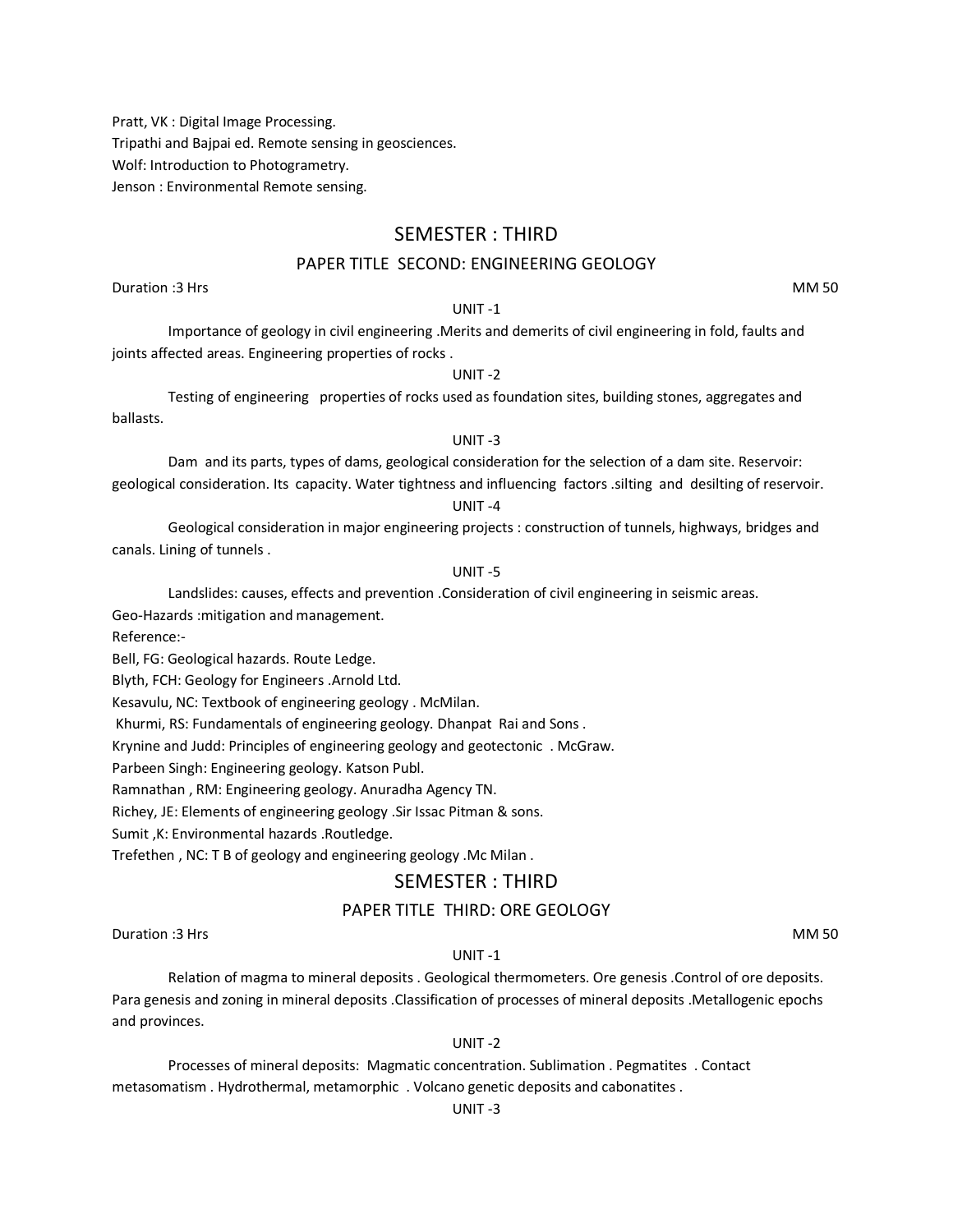Pratt, VK : Digital Image Processing.
Tripathi and Bajpai ed. Remote sensing in geosciences.
Wolf: Introduction to Photogrametry.
Jenson : Environmental Remote sensing.

## SEMESTER : THIRD

### PAPER TITLE SECOND: ENGINEERING GEOLOGY

Duration :3 Hrs MM 50

UNIT -1

Importance of geology in civil engineering .Merits and demerits of civil engineering in fold, faults and joints affected areas. Engineering properties of rocks .

UNIT -2

Testing of engineering properties of rocks used as foundation sites, building stones, aggregates and ballasts.

UNIT -3

Dam and its parts, types of dams, geological consideration for the selection of a dam site. Reservoir: geological consideration. Its capacity. Water tightness and influencing factors .silting and desilting of reservoir.

UNIT -4

Geological consideration in major engineering projects : construction of tunnels, highways, bridges and canals. Lining of tunnels .

UNIT -5

Landslides: causes, effects and prevention .Consideration of civil engineering in seismic areas.
Geo-Hazards :mitigation and management.

Reference:-

Bell, FG: Geological hazards. Route Ledge.
Blyth, FCH: Geology for Engineers .Arnold Ltd.
Kesavulu, NC: Textbook of engineering geology . McMilan.
Khurmi, RS: Fundamentals of engineering geology. Dhanpat Rai and Sons .
Krynine and Judd: Principles of engineering geology and geotectonic . McGraw.
Parbeen Singh: Engineering geology. Katson Publ.
Ramnathan , RM: Engineering geology. Anuradha Agency TN.
Richey, JE: Elements of engineering geology .Sir Issac Pitman & sons.
Sumit ,K: Environmental hazards .Routledge.
Trefethen , NC: T B of geology and engineering geology .Mc Milan .

## SEMESTER : THIRD

### PAPER TITLE THIRD: ORE GEOLOGY

Duration :3 Hrs MM 50

UNIT -1

Relation of magma to mineral deposits . Geological thermometers. Ore genesis .Control of ore deposits. Para genesis and zoning in mineral deposits .Classification of processes of mineral deposits .Metallogenic epochs and provinces.

UNIT -2

Processes of mineral deposits: Magmatic concentration. Sublimation . Pegmatites . Contact metasomatism . Hydrothermal, metamorphic . Volcano genetic deposits and cabonatites .

UNIT -3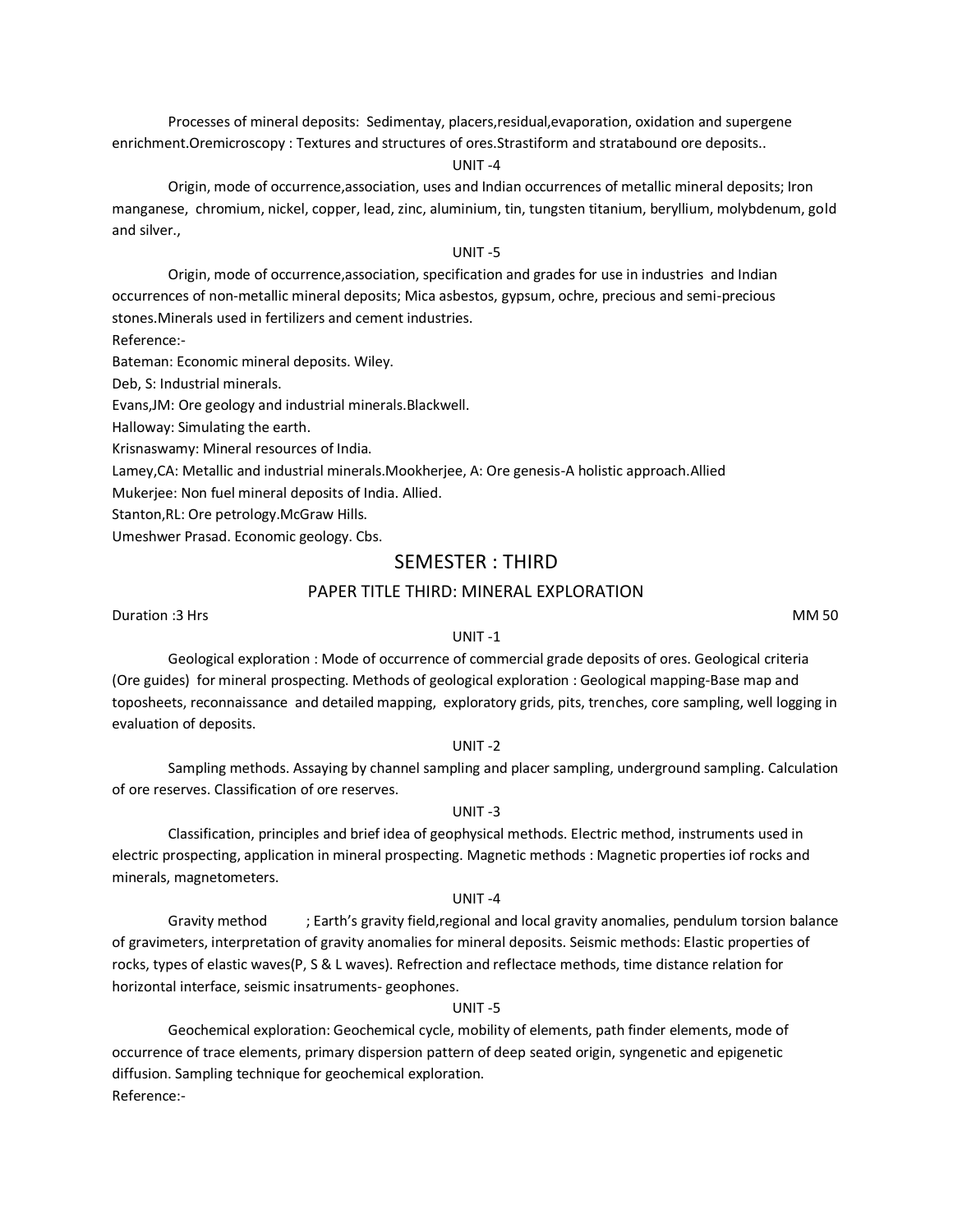Processes of mineral deposits: Sedimentay, placers,residual,evaporation, oxidation and supergene enrichment.Oremicroscopy : Textures and structures of ores.Strastiform and stratabound ore deposits..

UNIT -4

Origin, mode of occurrence,association, uses and Indian occurrences of metallic mineral deposits; Iron manganese, chromium, nickel, copper, lead, zinc, aluminium, tin, tungsten titanium, beryllium, molybdenum, gold and silver.,

UNIT -5

Origin, mode of occurrence,association, specification and grades for use in industries and Indian occurrences of non-metallic mineral deposits; Mica asbestos, gypsum, ochre, precious and semi-precious stones.Minerals used in fertilizers and cement industries.

Reference:-

Bateman: Economic mineral deposits. Wiley.

Deb, S: Industrial minerals.

Evans,JM: Ore geology and industrial minerals.Blackwell.

Halloway: Simulating the earth.

Krisnaswamy: Mineral resources of India.

Lamey,CA: Metallic and industrial minerals.Mookherjee, A: Ore genesis-A holistic approach.Allied

Mukerjee: Non fuel mineral deposits of India. Allied.

Stanton,RL: Ore petrology.McGraw Hills.

Umeshwer Prasad. Economic geology. Cbs.

## SEMESTER : THIRD

### PAPER TITLE THIRD: MINERAL EXPLORATION

Duration :3 Hrs MM 50

UNIT -1

Geological exploration : Mode of occurrence of commercial grade deposits of ores. Geological criteria (Ore guides) for mineral prospecting. Methods of geological exploration : Geological mapping-Base map and toposheets, reconnaissance and detailed mapping, exploratory grids, pits, trenches, core sampling, well logging in evaluation of deposits.

UNIT -2

Sampling methods. Assaying by channel sampling and placer sampling, underground sampling. Calculation of ore reserves. Classification of ore reserves.

UNIT -3

Classification, principles and brief idea of geophysical methods. Electric method, instruments used in electric prospecting, application in mineral prospecting. Magnetic methods : Magnetic properties iof rocks and minerals, magnetometers.

UNIT -4

Gravity method ; Earth's gravity field,regional and local gravity anomalies, pendulum torsion balance of gravimeters, interpretation of gravity anomalies for mineral deposits. Seismic methods: Elastic properties of rocks, types of elastic waves(P, S & L waves). Refrection and reflectace methods, time distance relation for horizontal interface, seismic insatruments- geophones.

UNIT -5

Geochemical exploration: Geochemical cycle, mobility of elements, path finder elements, mode of occurrence of trace elements, primary dispersion pattern of deep seated origin, syngenetic and epigenetic diffusion. Sampling technique for geochemical exploration.

Reference:-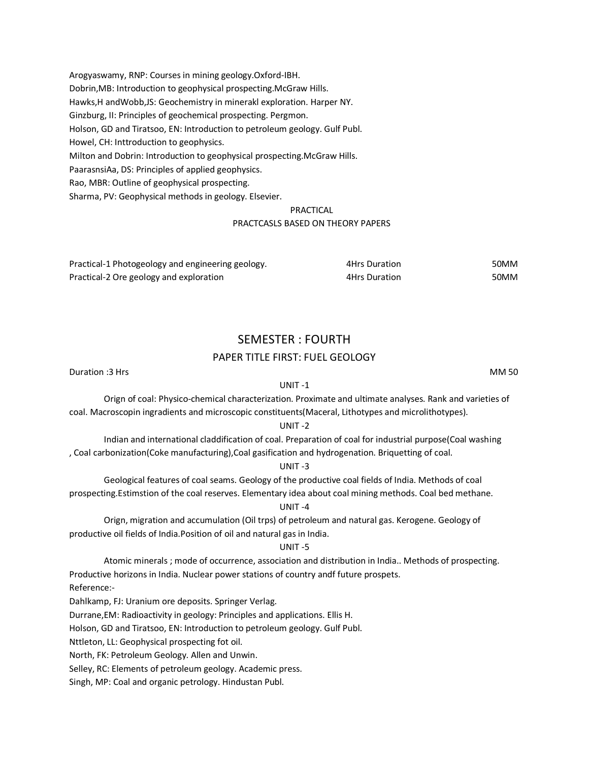Arogyaswamy, RNP: Courses in mining geology.Oxford-IBH.  
Dobrin,MB: Introduction to geophysical prospecting.McGraw Hills.  
Hawks,H andWobb,JS: Geochemistry in minerakl exploration. Harper NY.  
Ginzburg, II: Principles of geochemical prospecting. Pergmon.  
Holson, GD and Tiratsoo, EN: Introduction to petroleum geology. Gulf Publ.  
Howel, CH: Inttroduction to geophysics.  
Milton and Dobrin: Introduction to geophysical prospecting.McGraw Hills.  
PaarasnsiAa, DS: Principles of applied geophysics.  
Rao, MBR: Outline of geophysical prospecting.  
Sharma, PV: Geophysical methods in geology. Elsevier.

PRACTICAL

PRACTCASLS BASED ON THEORY PAPERS

| | | |
|---|---|---|
| Practical-1 Photogeology and engineering geology. | 4Hrs Duration | 50MM |
| Practical-2 Ore geology and exploration | 4Hrs Duration | 50MM |

## SEMESTER : FOURTH

### PAPER TITLE FIRST: FUEL GEOLOGY

Duration :3 Hrs MM 50

UNIT -1

Orign of coal: Physico-chemical characterization. Proximate and ultimate analyses. Rank and varieties of coal. Macroscopin ingradients and microscopic constituents(Maceral, Lithotypes and microlithotypes).

UNIT -2

Indian and international claddification of coal. Preparation of coal for industrial purpose(Coal washing , Coal carbonization(Coke manufacturing),Coal gasification and hydrogenation. Briquetting of coal.

UNIT -3

Geological features of coal seams. Geology of the productive coal fields of India. Methods of coal prospecting.Estimstion of the coal reserves. Elementary idea about coal mining methods. Coal bed methane.

UNIT -4

Orign, migration and accumulation (Oil trps) of petroleum and natural gas. Kerogene. Geology of productive oil fields of India.Position of oil and natural gas in India.

UNIT -5

Atomic minerals ; mode of occurrence, association and distribution in India.. Methods of prospecting. Productive horizons in India. Nuclear power stations of country andf future prospets.

Reference:-

Dahlkamp, FJ: Uranium ore deposits. Springer Verlag.  
Durrane,EM: Radioactivity in geology: Principles and applications. Ellis H.  
Holson, GD and Tiratsoo, EN: Introduction to petroleum geology. Gulf Publ.  
Nttleton, LL: Geophysical prospecting fot oil.  
North, FK: Petroleum Geology. Allen and Unwin.  
Selley, RC: Elements of petroleum geology. Academic press.  
Singh, MP: Coal and organic petrology. Hindustan Publ.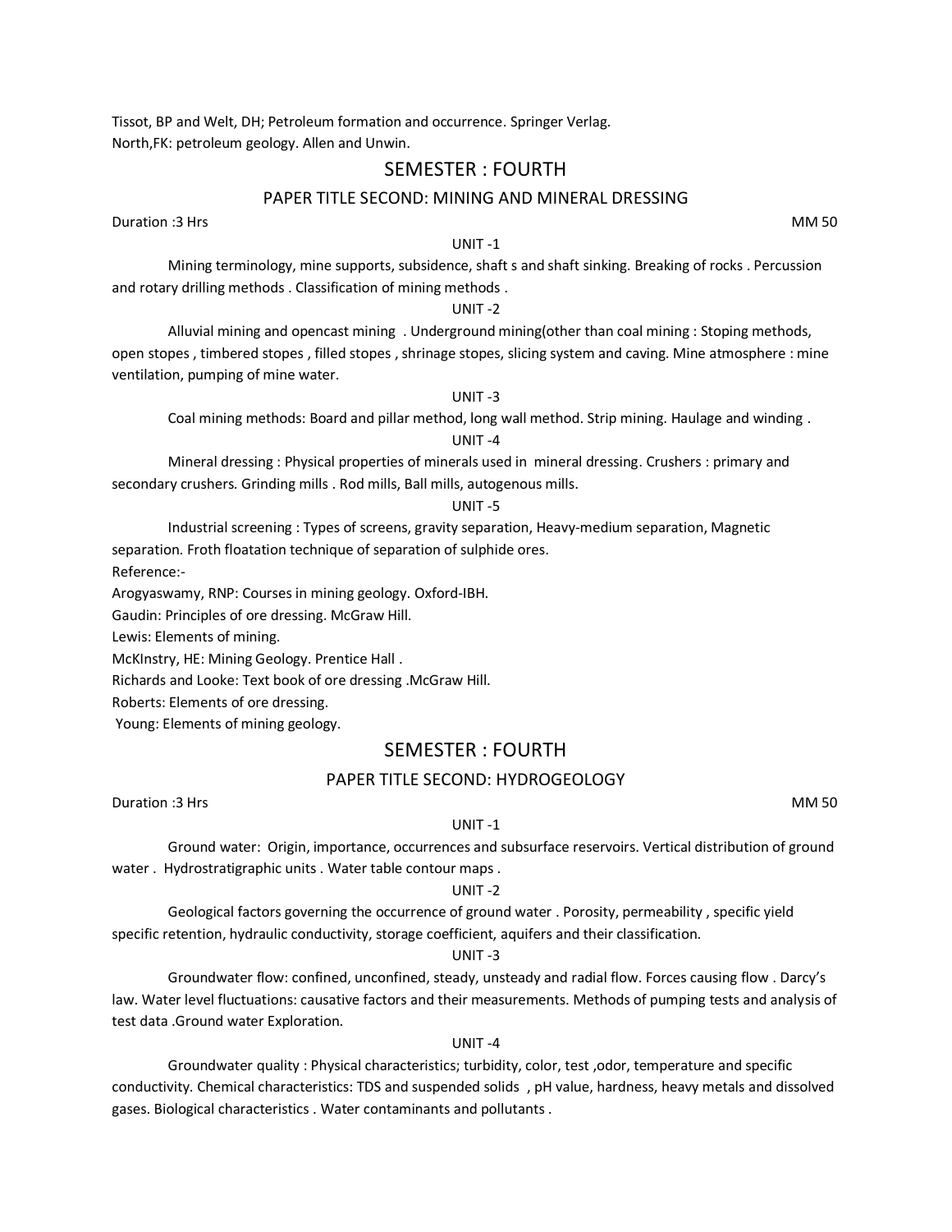Tissot, BP and Welt, DH; Petroleum formation and occurrence. Springer Verlag.
North,FK: petroleum geology. Allen and Unwin.

## SEMESTER : FOURTH

### PAPER TITLE SECOND: MINING AND MINERAL DRESSING

Duration :3 Hrs MM 50

UNIT -1

Mining terminology, mine supports, subsidence, shaft s and shaft sinking. Breaking of rocks . Percussion and rotary drilling methods . Classification of mining methods .

UNIT -2

Alluvial mining and opencast mining . Underground mining(other than coal mining : Stoping methods, open stopes , timbered stopes , filled stopes , shrinage stopes, slicing system and caving. Mine atmosphere : mine ventilation, pumping of mine water.

UNIT -3

Coal mining methods: Board and pillar method, long wall method. Strip mining. Haulage and winding .

UNIT -4

Mineral dressing : Physical properties of minerals used in mineral dressing. Crushers : primary and secondary crushers. Grinding mills . Rod mills, Ball mills, autogenous mills.

UNIT -5

Industrial screening : Types of screens, gravity separation, Heavy-medium separation, Magnetic separation. Froth floatation technique of separation of sulphide ores.

Reference:-

Arogyaswamy, RNP: Courses in mining geology. Oxford-IBH.
Gaudin: Principles of ore dressing. McGraw Hill.
Lewis: Elements of mining.
McKInstry, HE: Mining Geology. Prentice Hall .
Richards and Looke: Text book of ore dressing .McGraw Hill.
Roberts: Elements of ore dressing.
Young: Elements of mining geology.

## SEMESTER : FOURTH

### PAPER TITLE SECOND: HYDROGEOLOGY

Duration :3 Hrs MM 50

UNIT -1

Ground water: Origin, importance, occurrences and subsurface reservoirs. Vertical distribution of ground water . Hydrostratigraphic units . Water table contour maps .

UNIT -2

Geological factors governing the occurrence of ground water . Porosity, permeability , specific yield specific retention, hydraulic conductivity, storage coefficient, aquifers and their classification.

UNIT -3

Groundwater flow: confined, unconfined, steady, unsteady and radial flow. Forces causing flow . Darcy's law. Water level fluctuations: causative factors and their measurements. Methods of pumping tests and analysis of test data .Ground water Exploration.

UNIT -4

Groundwater quality : Physical characteristics; turbidity, color, test ,odor, temperature and specific conductivity. Chemical characteristics: TDS and suspended solids , pH value, hardness, heavy metals and dissolved gases. Biological characteristics . Water contaminants and pollutants .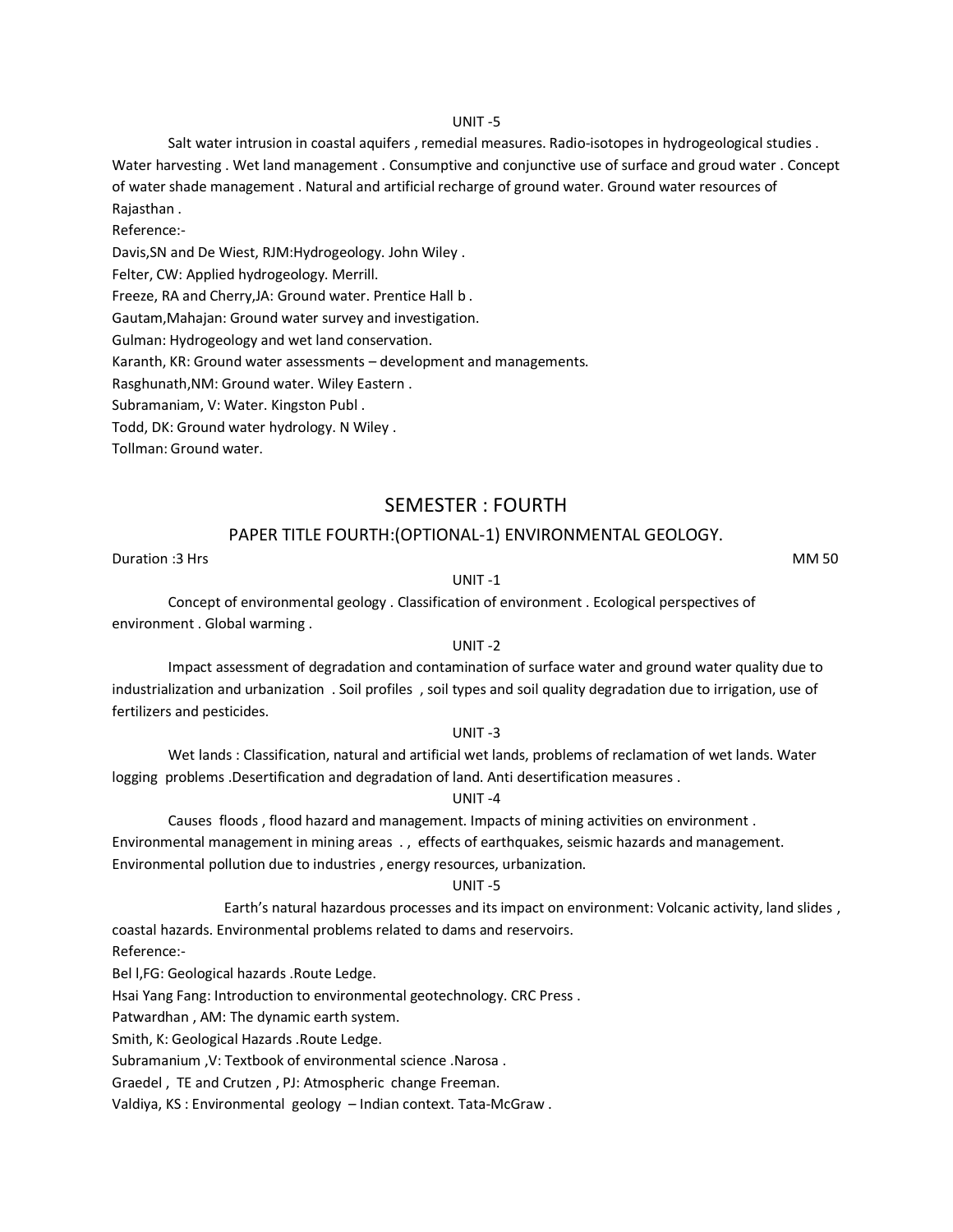UNIT -5

Salt water intrusion in coastal aquifers , remedial measures. Radio-isotopes in hydrogeological studies . Water harvesting . Wet land management . Consumptive and conjunctive use of surface and groud water . Concept of water shade management . Natural and artificial recharge of ground water. Ground water resources of Rajasthan .

Reference:-

Davis,SN and De Wiest, RJM:Hydrogeology. John Wiley .

Felter, CW: Applied hydrogeology. Merrill.

Freeze, RA and Cherry,JA: Ground water. Prentice Hall b .

Gautam,Mahajan: Ground water survey and investigation.

Gulman: Hydrogeology and wet land conservation.

Karanth, KR: Ground water assessments – development and managements.

Rasghunath,NM: Ground water. Wiley Eastern .

Subramaniam, V: Water. Kingston Publ .

Todd, DK: Ground water hydrology. N Wiley .

Tollman: Ground water.

## SEMESTER : FOURTH

### PAPER TITLE FOURTH:(OPTIONAL-1) ENVIRONMENTAL GEOLOGY.

Duration :3 Hrs MM 50

UNIT -1

Concept of environmental geology . Classification of environment . Ecological perspectives of environment . Global warming .

UNIT -2

Impact assessment of degradation and contamination of surface water and ground water quality due to industrialization and urbanization . Soil profiles , soil types and soil quality degradation due to irrigation, use of fertilizers and pesticides.

UNIT -3

Wet lands : Classification, natural and artificial wet lands, problems of reclamation of wet lands. Water logging problems .Desertification and degradation of land. Anti desertification measures .

UNIT -4

Causes floods , flood hazard and management. Impacts of mining activities on environment . Environmental management in mining areas . , effects of earthquakes, seismic hazards and management. Environmental pollution due to industries , energy resources, urbanization.

UNIT -5

Earth's natural hazardous processes and its impact on environment: Volcanic activity, land slides , coastal hazards. Environmental problems related to dams and reservoirs.

Reference:-

Bel l,FG: Geological hazards .Route Ledge.

Hsai Yang Fang: Introduction to environmental geotechnology. CRC Press .

Patwardhan , AM: The dynamic earth system.

Smith, K: Geological Hazards .Route Ledge.

Subramanium ,V: Textbook of environmental science .Narosa .

Graedel , TE and Crutzen , PJ: Atmospheric change Freeman.

Valdiya, KS : Environmental geology – Indian context. Tata-McGraw .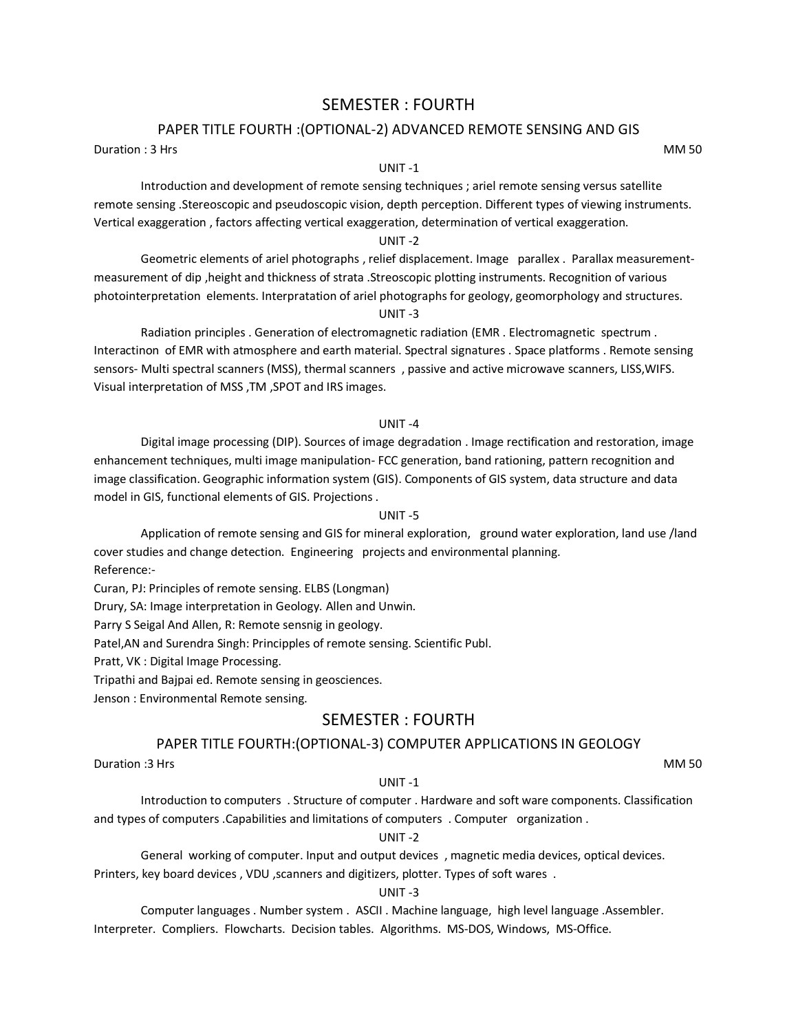# SEMESTER : FOURTH

## PAPER TITLE FOURTH :(OPTIONAL-2) ADVANCED REMOTE SENSING AND GIS

Duration : 3 Hrs MM 50

UNIT -1

Introduction and development of remote sensing techniques ; ariel remote sensing versus satellite remote sensing .Stereoscopic and pseudoscopic vision, depth perception. Different types of viewing instruments. Vertical exaggeration , factors affecting vertical exaggeration, determination of vertical exaggeration.

UNIT -2

Geometric elements of ariel photographs , relief displacement. Image parallex . Parallax measurement- measurement of dip ,height and thickness of strata .Streoscopic plotting instruments. Recognition of various photointerpretation elements. Interpratation of ariel photographs for geology, geomorphology and structures.

UNIT -3

Radiation principles . Generation of electromagnetic radiation (EMR . Electromagnetic spectrum . Interactinon of EMR with atmosphere and earth material. Spectral signatures . Space platforms . Remote sensing sensors- Multi spectral scanners (MSS), thermal scanners , passive and active microwave scanners, LISS,WIFS. Visual interpretation of MSS ,TM ,SPOT and IRS images.

UNIT -4

Digital image processing (DIP). Sources of image degradation . Image rectification and restoration, image enhancement techniques, multi image manipulation- FCC generation, band rationing, pattern recognition and image classification. Geographic information system (GIS). Components of GIS system, data structure and data model in GIS, functional elements of GIS. Projections .

UNIT -5

Application of remote sensing and GIS for mineral exploration, ground water exploration, land use /land cover studies and change detection. Engineering projects and environmental planning.

Reference:-

Curan, PJ: Principles of remote sensing. ELBS (Longman)

Drury, SA: Image interpretation in Geology. Allen and Unwin.

Parry S Seigal And Allen, R: Remote sensnig in geology.

Patel,AN and Surendra Singh: Princippl​es of remote sensing. Scientific Publ.

Pratt, VK : Digital Image Processing.

Tripathi and Bajpai ed. Remote sensing in geosciences.

Jenson : Environmental Remote sensing.

# SEMESTER : FOURTH

## PAPER TITLE FOURTH:(OPTIONAL-3) COMPUTER APPLICATIONS IN GEOLOGY

Duration :3 Hrs MM 50

UNIT -1

Introduction to computers . Structure of computer . Hardware and soft ware components. Classification and types of computers .Capabilities and limitations of computers . Computer organization .

UNIT -2

General working of computer. Input and output devices , magnetic media devices, optical devices. Printers, key board devices , VDU ,scanners and digitizers, plotter. Types of soft wares .

UNIT -3

Computer languages . Number system . ASCII . Machine language, high level language .Assembler. Interpreter. Compliers. Flowcharts. Decision tables. Algorithms. MS-DOS, Windows, MS-Office.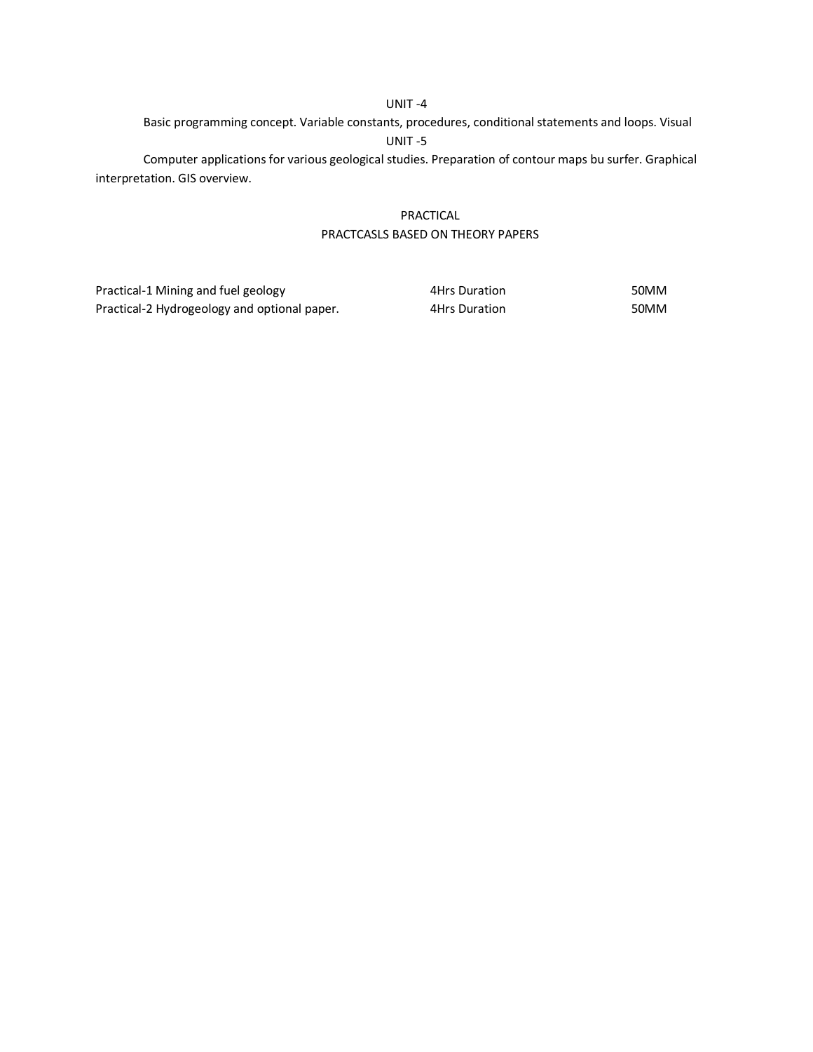UNIT -4

Basic programming concept. Variable constants, procedures, conditional statements and loops. Visual

UNIT -5

Computer applications for various geological studies. Preparation of contour maps bu surfer. Graphical interpretation. GIS overview.

## PRACTICAL

PRACTCASLS BASED ON THEORY PAPERS

| | | |
|---|---|---|
| Practical-1 Mining and fuel geology | 4Hrs Duration | 50MM |
| Practical-2 Hydrogeology and optional paper. | 4Hrs Duration | 50MM |